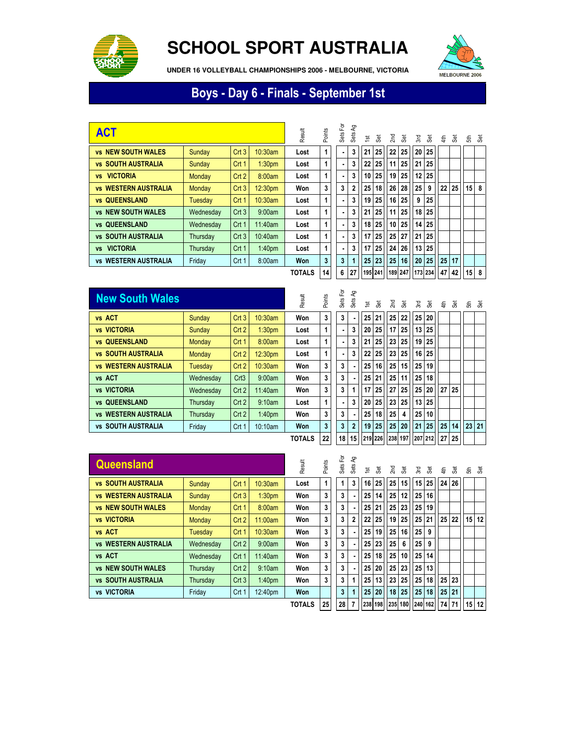# SCHOOL SPORT AUSTRALIA

UNDER 16 VOLLEYBALL CHAMPIONSHIPS 2006 - MELBOURNE, VICTORIA

MELBOURNE 2006

## Boys - Day 6 - Finals - September 1st

| ACT | | | | Result | Points | Sets For | Sets Ag | 1st | Set | 2nd | Set | 3rd | Set | 4th | Set | 5th | Set |
|---|---|---|---|---|---|---|---|---|---|---|---|---|---|---|---|---|---|
| vs NEW SOUTH WALES | Sunday | Crt 3 | 10:30am | Lost | 1 | - | 3 | 21 | 25 | 22 | 25 | 20 | 25 | | | | |
| vs SOUTH AUSTRALIA | Sunday | Crt 1 | 1:30pm | Lost | 1 | - | 3 | 22 | 25 | 11 | 25 | 21 | 25 | | | | |
| vs VICTORIA | Monday | Crt 2 | 8:00am | Lost | 1 | - | 3 | 10 | 25 | 19 | 25 | 12 | 25 | | | | |
| vs WESTERN AUSTRALIA | Monday | Crt 3 | 12:30pm | Won | 3 | 3 | 2 | 25 | 18 | 26 | 28 | 25 | 9 | 22 | 25 | 15 | 8 |
| vs QUEENSLAND | Tuesday | Crt 1 | 10:30am | Lost | 1 | - | 3 | 19 | 25 | 16 | 25 | 9 | 25 | | | | |
| vs NEW SOUTH WALES | Wednesday | Crt 3 | 9:00am | Lost | 1 | - | 3 | 21 | 25 | 11 | 25 | 18 | 25 | | | | |
| vs QUEENSLAND | Wednesday | Crt 1 | 11:40am | Lost | 1 | - | 3 | 18 | 25 | 10 | 25 | 14 | 25 | | | | |
| vs SOUTH AUSTRALIA | Thursday | Crt 3 | 10:40am | Lost | 1 | - | 3 | 17 | 25 | 25 | 27 | 21 | 25 | | | | |
| vs VICTORIA | Thursday | Crt 1 | 1:40pm | Lost | 1 | - | 3 | 17 | 25 | 24 | 26 | 13 | 25 | | | | |
| vs WESTERN AUSTRALIA | Friday | Crt 1 | 8:00am | Won | 3 | 3 | 1 | 25 | 23 | 25 | 16 | 20 | 25 | 25 | 17 | | |
| | | | | TOTALS | 14 | 6 | 27 | 195 | 241 | 189 | 247 | 173 | 234 | 47 | 42 | 15 | 8 |

| New South Wales | | | | Result | Points | Sets For | Sets Ag | 1st | Set | 2nd | Set | 3rd | Set | 4th | Set | 5th | Set |
|---|---|---|---|---|---|---|---|---|---|---|---|---|---|---|---|---|---|
| vs ACT | Sunday | Crt 3 | 10:30am | Won | 3 | 3 | - | 25 | 21 | 25 | 22 | 25 | 20 | | | | |
| vs VICTORIA | Sunday | Crt 2 | 1:30pm | Lost | 1 | - | 3 | 20 | 25 | 17 | 25 | 13 | 25 | | | | |
| vs QUEENSLAND | Monday | Crt 1 | 8:00am | Lost | 1 | - | 3 | 21 | 25 | 23 | 25 | 19 | 25 | | | | |
| vs SOUTH AUSTRALIA | Monday | Crt 2 | 12:30pm | Lost | 1 | - | 3 | 22 | 25 | 23 | 25 | 16 | 25 | | | | |
| vs WESTERN AUSTRALIA | Tuesday | Crt 2 | 10:30am | Won | 3 | 3 | - | 25 | 16 | 25 | 15 | 25 | 19 | | | | |
| vs ACT | Wednesday | Crt3 | 9:00am | Won | 3 | 3 | - | 25 | 21 | 25 | 11 | 25 | 18 | | | | |
| vs VICTORIA | Wednesday | Crt 2 | 11:40am | Won | 3 | 3 | 1 | 17 | 25 | 27 | 25 | 25 | 20 | 27 | 25 | | |
| vs QUEENSLAND | Thursday | Crt 2 | 9:10am | Lost | 1 | - | 3 | 20 | 25 | 23 | 25 | 13 | 25 | | | | |
| vs WESTERN AUSTRALIA | Thursday | Crt 2 | 1:40pm | Won | 3 | 3 | - | 25 | 18 | 25 | 4 | 25 | 10 | | | | |
| vs SOUTH AUSTRALIA | Friday | Crt 1 | 10:10am | Won | 3 | 3 | 2 | 19 | 25 | 25 | 20 | 21 | 25 | 25 | 14 | 23 | 21 |
| | | | | TOTALS | 22 | 18 | 15 | 219 | 226 | 238 | 197 | 207 | 212 | 27 | 25 | | |

| Queensland | | | | Result | Points | Sets For | Sets Ag | 1st | Set | 2nd | Set | 3rd | Set | 4th | Set | 5th | Set |
|---|---|---|---|---|---|---|---|---|---|---|---|---|---|---|---|---|---|
| vs SOUTH AUSTRALIA | Sunday | Crt 1 | 10:30am | Lost | 1 | 1 | 3 | 16 | 25 | 25 | 15 | 15 | 25 | 24 | 26 | | |
| vs WESTERN AUSTRALIA | Sunday | Crt 3 | 1:30pm | Won | 3 | 3 | - | 25 | 14 | 25 | 12 | 25 | 16 | | | | |
| vs NEW SOUTH WALES | Monday | Crt 1 | 8:00am | Won | 3 | 3 | - | 25 | 21 | 25 | 23 | 25 | 19 | | | | |
| vs VICTORIA | Monday | Crt 2 | 11:00am | Won | 3 | 3 | 2 | 22 | 25 | 19 | 25 | 25 | 21 | 25 | 22 | 15 | 12 |
| vs ACT | Tuesday | Crt 1 | 10:30am | Won | 3 | 3 | - | 25 | 19 | 25 | 16 | 25 | 9 | | | | |
| vs WESTERN AUSTRALIA | Wednesday | Crt 2 | 9:00am | Won | 3 | 3 | - | 25 | 23 | 25 | 6 | 25 | 9 | | | | |
| vs ACT | Wednesday | Crt 1 | 11:40am | Won | 3 | 3 | - | 25 | 18 | 25 | 10 | 25 | 14 | | | | |
| vs NEW SOUTH WALES | Thursday | Crt 2 | 9:10am | Won | 3 | 3 | - | 25 | 20 | 25 | 23 | 25 | 13 | | | | |
| vs SOUTH AUSTRALIA | Thursday | Crt 3 | 1:40pm | Won | 3 | 3 | 1 | 25 | 13 | 23 | 25 | 25 | 18 | 25 | 23 | | |
| vs VICTORIA | Friday | Crt 1 | 12:40pm | Won | | 3 | 1 | 25 | 20 | 18 | 25 | 25 | 18 | 25 | 21 | | |
| | | | | TOTALS | 25 | 28 | 7 | 238 | 198 | 235 | 180 | 240 | 162 | 74 | 71 | 15 | 12 |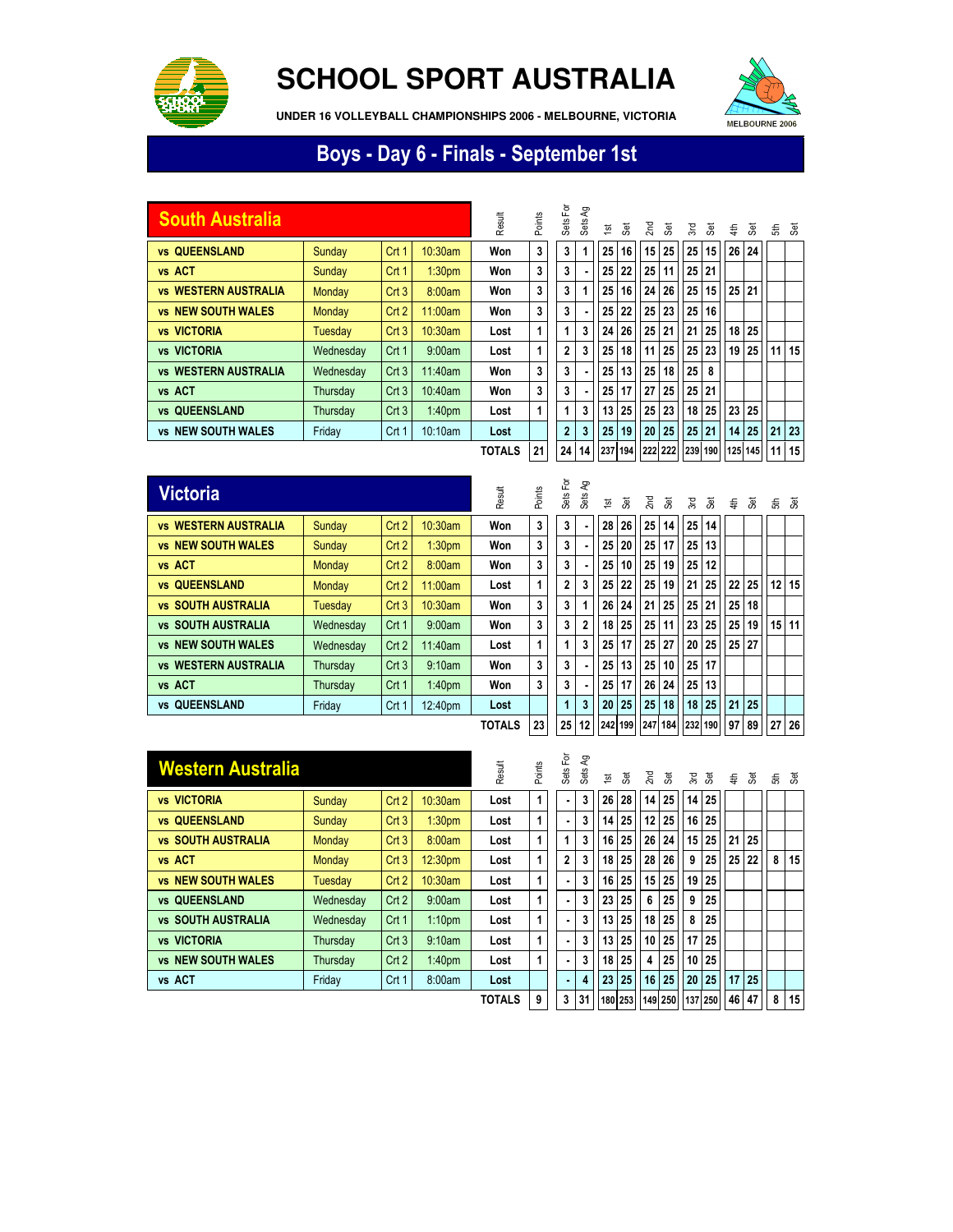# SCHOOL SPORT AUSTRALIA

**UNDER 16 VOLLEYBALL CHAMPIONSHIPS 2006 - MELBOURNE, VICTORIA**

MELBOURNE 2006

## Boys - Day 6 - Finals - September 1st

| South Australia | | | | Result | Points | Sets For | Sets Ag | 1st | Set | 2nd | Set | 3rd | Set | 4th | Set | 5th | Set |
|---|---|---|---|---|---|---|---|---|---|---|---|---|---|---|---|---|---|
| vs QUEENSLAND | Sunday | Crt 1 | 10:30am | Won | 3 | 3 | 1 | 25 | 16 | 15 | 25 | 25 | 15 | 26 | 24 | | |
| vs ACT | Sunday | Crt 1 | 1:30pm | Won | 3 | 3 | - | 25 | 22 | 25 | 11 | 25 | 21 | | | | |
| vs WESTERN AUSTRALIA | Monday | Crt 3 | 8:00am | Won | 3 | 3 | 1 | 25 | 16 | 24 | 26 | 25 | 15 | 25 | 21 | | |
| vs NEW SOUTH WALES | Monday | Crt 2 | 11:00am | Won | 3 | 3 | - | 25 | 22 | 25 | 23 | 25 | 16 | | | | |
| vs VICTORIA | Tuesday | Crt 3 | 10:30am | Lost | 1 | 1 | 3 | 24 | 26 | 25 | 21 | 21 | 25 | 18 | 25 | | |
| vs VICTORIA | Wednesday | Crt 1 | 9:00am | Lost | 1 | 2 | 3 | 25 | 18 | 11 | 25 | 25 | 23 | 19 | 25 | 11 | 15 |
| vs WESTERN AUSTRALIA | Wednesday | Crt 3 | 11:40am | Won | 3 | 3 | - | 25 | 13 | 25 | 18 | 25 | 8 | | | | |
| vs ACT | Thursday | Crt 3 | 10:40am | Won | 3 | 3 | - | 25 | 17 | 27 | 25 | 25 | 21 | | | | |
| vs QUEENSLAND | Thursday | Crt 3 | 1:40pm | Lost | 1 | 1 | 3 | 13 | 25 | 25 | 23 | 18 | 25 | 23 | 25 | | |
| vs NEW SOUTH WALES | Friday | Crt 1 | 10:10am | Lost | | 2 | 3 | 25 | 19 | 20 | 25 | 25 | 21 | 14 | 25 | 21 | 23 |
| | | | | TOTALS | 21 | 24 | 14 | 237 | 194 | 222 | 222 | 239 | 190 | 125 | 145 | 11 | 15 |

| Victoria | | | | Result | Points | Sets For | Sets Ag | 1st | Set | 2nd | Set | 3rd | Set | 4th | Set | 5th | Set |
|---|---|---|---|---|---|---|---|---|---|---|---|---|---|---|---|---|---|
| vs WESTERN AUSTRALIA | Sunday | Crt 2 | 10:30am | Won | 3 | 3 | - | 28 | 26 | 25 | 14 | 25 | 14 | | | | |
| vs NEW SOUTH WALES | Sunday | Crt 2 | 1:30pm | Won | 3 | 3 | - | 25 | 20 | 25 | 17 | 25 | 13 | | | | |
| vs ACT | Monday | Crt 2 | 8:00am | Won | 3 | 3 | - | 25 | 10 | 25 | 19 | 25 | 12 | | | | |
| vs QUEENSLAND | Monday | Crt 2 | 11:00am | Lost | 1 | 2 | 3 | 25 | 22 | 25 | 19 | 21 | 25 | 22 | 25 | 12 | 15 |
| vs SOUTH AUSTRALIA | Tuesday | Crt 3 | 10:30am | Won | 3 | 3 | 1 | 26 | 24 | 21 | 25 | 25 | 21 | 25 | 18 | | |
| vs SOUTH AUSTRALIA | Wednesday | Crt 1 | 9:00am | Won | 3 | 3 | 2 | 18 | 25 | 25 | 11 | 23 | 25 | 25 | 19 | 15 | 11 |
| vs NEW SOUTH WALES | Wednesday | Crt 2 | 11:40am | Lost | 1 | 1 | 3 | 25 | 17 | 25 | 27 | 20 | 25 | 25 | 27 | | |
| vs WESTERN AUSTRALIA | Thursday | Crt 3 | 9:10am | Won | 3 | 3 | - | 25 | 13 | 25 | 10 | 25 | 17 | | | | |
| vs ACT | Thursday | Crt 1 | 1:40pm | Won | 3 | 3 | - | 25 | 17 | 26 | 24 | 25 | 13 | | | | |
| vs QUEENSLAND | Friday | Crt 1 | 12:40pm | Lost | | 1 | 3 | 20 | 25 | 25 | 18 | 18 | 25 | 21 | 25 | | |
| | | | | TOTALS | 23 | 25 | 12 | 242 | 199 | 247 | 184 | 232 | 190 | 97 | 89 | 27 | 26 |

| Western Australia | | | | Result | Points | Sets For | Sets Ag | 1st | Set | 2nd | Set | 3rd | Set | 4th | Set | 5th | Set |
|---|---|---|---|---|---|---|---|---|---|---|---|---|---|---|---|---|---|
| vs VICTORIA | Sunday | Crt 2 | 10:30am | Lost | 1 | - | 3 | 26 | 28 | 14 | 25 | 14 | 25 | | | | |
| vs QUEENSLAND | Sunday | Crt 3 | 1:30pm | Lost | 1 | - | 3 | 14 | 25 | 12 | 25 | 16 | 25 | | | | |
| vs SOUTH AUSTRALIA | Monday | Crt 3 | 8:00am | Lost | 1 | 1 | 3 | 16 | 25 | 26 | 24 | 15 | 25 | 21 | 25 | | |
| vs ACT | Monday | Crt 3 | 12:30pm | Lost | 1 | 2 | 3 | 18 | 25 | 28 | 26 | 9 | 25 | 25 | 22 | 8 | 15 |
| vs NEW SOUTH WALES | Tuesday | Crt 2 | 10:30am | Lost | 1 | - | 3 | 16 | 25 | 15 | 25 | 19 | 25 | | | | |
| vs QUEENSLAND | Wednesday | Crt 2 | 9:00am | Lost | 1 | - | 3 | 23 | 25 | 6 | 25 | 9 | 25 | | | | |
| vs SOUTH AUSTRALIA | Wednesday | Crt 1 | 1:10pm | Lost | 1 | - | 3 | 13 | 25 | 18 | 25 | 8 | 25 | | | | |
| vs VICTORIA | Thursday | Crt 3 | 9:10am | Lost | 1 | - | 3 | 13 | 25 | 10 | 25 | 17 | 25 | | | | |
| vs NEW SOUTH WALES | Thursday | Crt 2 | 1:40pm | Lost | 1 | - | 3 | 18 | 25 | 4 | 25 | 10 | 25 | | | | |
| vs ACT | Friday | Crt 1 | 8:00am | Lost | | - | 4 | 23 | 25 | 16 | 25 | 20 | 25 | 17 | 25 | | |
| | | | | TOTALS | 9 | 3 | 31 | 180 | 253 | 149 | 250 | 137 | 250 | 46 | 47 | 8 | 15 |